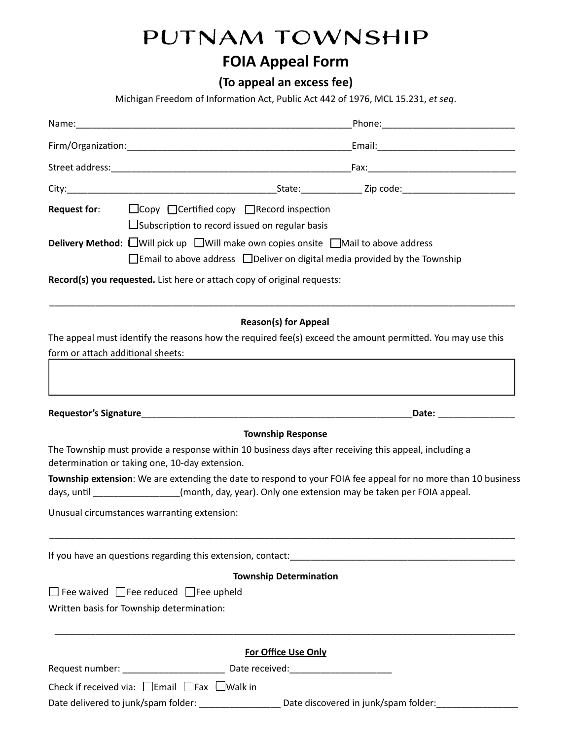# PUTNAM TOWNSHIP

## FOIA Appeal Form

### (To appeal an excess fee)

Michigan Freedom of Information Act, Public Act 442 of 1976, MCL 15.231, *et seq*.

Name:_______________________________________________________Phone:_________________________

Firm/Organization:____________________________________________Email:__________________________

Street address:_______________________________________________Fax:____________________________

City:_________________________________________State:____________ Zip code:______________________

**Request for**: ☐Copy ☐Certified copy ☐Record inspection
☐Subscription to record issued on regular basis

**Delivery Method:** ☐Will pick up ☐Will make own copies onsite ☐Mail to above address
☐Email to above address ☐Deliver on digital media provided by the Township

**Record(s) you requested.** List here or attach copy of original requests:

___________________________________________________________________________________________

**Reason(s) for Appeal**

The appeal must identify the reasons how the required fee(s) exceed the amount permitted. You may use this form or attach additional sheets:

**Requestor's Signature**_____________________________________________________**Date:** _______________

**Township Response**

The Township must provide a response within 10 business days after receiving this appeal, including a determination or taking one, 10-day extension.

**Township extension**: We are extending the date to respond to your FOIA fee appeal for no more than 10 business days, until _________________(month, day, year). Only one extension may be taken per FOIA appeal.

Unusual circumstances warranting extension:

___________________________________________________________________________________________

If you have an questions regarding this extension, contact:_____________________________________________

**Township Determination**

☐ Fee waived ☐Fee reduced ☐Fee upheld

Written basis for Township determination:

___________________________________________________________________________________________

**For Office Use Only**

Request number: ____________________ Date received:____________________

Check if received via: ☐Email ☐Fax ☐Walk in

Date delivered to junk/spam folder: ________________ Date discovered in junk/spam folder:________________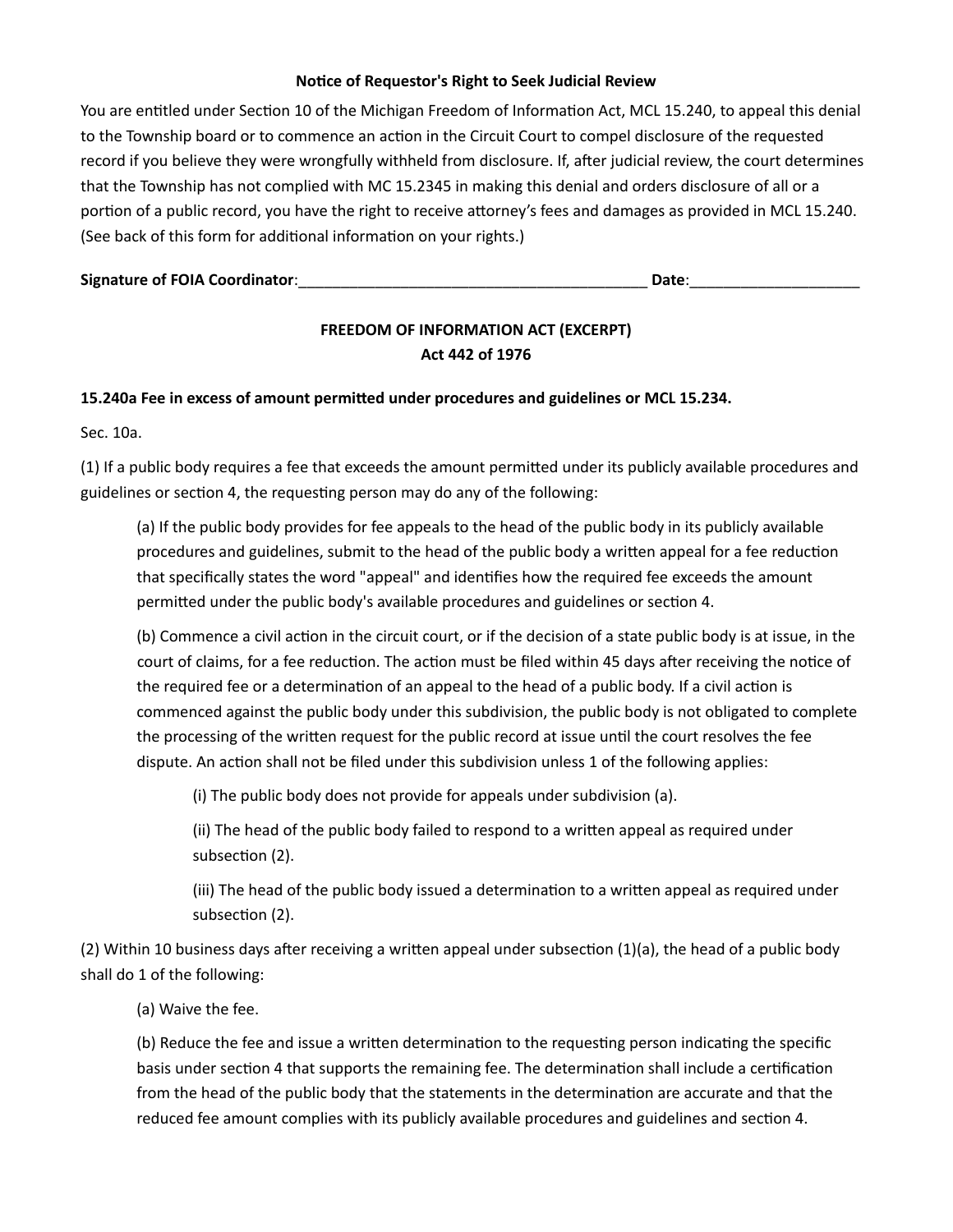**Notice of Requestor's Right to Seek Judicial Review**

You are entitled under Section 10 of the Michigan Freedom of Information Act, MCL 15.240, to appeal this denial to the Township board or to commence an action in the Circuit Court to compel disclosure of the requested record if you believe they were wrongfully withheld from disclosure. If, after judicial review, the court determines that the Township has not complied with MC 15.2345 in making this denial and orders disclosure of all or a portion of a public record, you have the right to receive attorney's fees and damages as provided in MCL 15.240. (See back of this form for additional information on your rights.)

**Signature of FOIA Coordinator**:\_\_\_\_\_\_\_\_\_\_\_\_\_\_\_\_\_\_\_\_\_\_\_\_\_\_\_\_\_\_\_\_\_\_\_\_\_\_\_\_\_\_ **Date**:\_\_\_\_\_\_\_\_\_\_\_\_\_\_\_\_\_\_\_\_

**FREEDOM OF INFORMATION ACT (EXCERPT)**
**Act 442 of 1976**

**15.240a Fee in excess of amount permitted under procedures and guidelines or MCL 15.234.**

Sec. 10a.

(1) If a public body requires a fee that exceeds the amount permitted under its publicly available procedures and guidelines or section 4, the requesting person may do any of the following:

> (a) If the public body provides for fee appeals to the head of the public body in its publicly available procedures and guidelines, submit to the head of the public body a written appeal for a fee reduction that specifically states the word "appeal" and identifies how the required fee exceeds the amount permitted under the public body's available procedures and guidelines or section 4.
>
> (b) Commence a civil action in the circuit court, or if the decision of a state public body is at issue, in the court of claims, for a fee reduction. The action must be filed within 45 days after receiving the notice of the required fee or a determination of an appeal to the head of a public body. If a civil action is commenced against the public body under this subdivision, the public body is not obligated to complete the processing of the written request for the public record at issue until the court resolves the fee dispute. An action shall not be filed under this subdivision unless 1 of the following applies:
>
> > (i) The public body does not provide for appeals under subdivision (a).
> >
> > (ii) The head of the public body failed to respond to a written appeal as required under subsection (2).
> >
> > (iii) The head of the public body issued a determination to a written appeal as required under subsection (2).

(2) Within 10 business days after receiving a written appeal under subsection (1)(a), the head of a public body shall do 1 of the following:

> (a) Waive the fee.
>
> (b) Reduce the fee and issue a written determination to the requesting person indicating the specific basis under section 4 that supports the remaining fee. The determination shall include a certification from the head of the public body that the statements in the determination are accurate and that the reduced fee amount complies with its publicly available procedures and guidelines and section 4.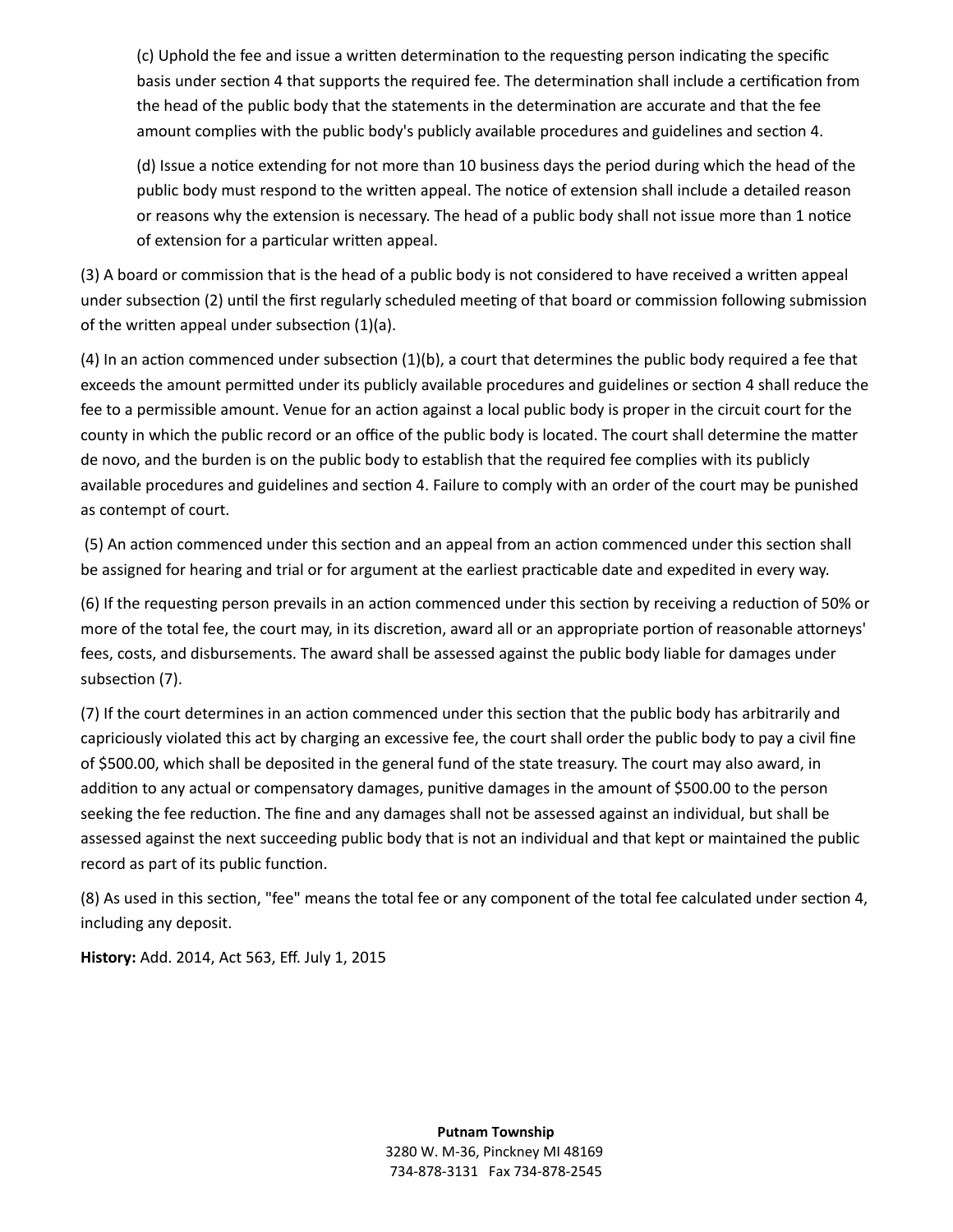(c) Uphold the fee and issue a written determination to the requesting person indicating the specific basis under section 4 that supports the required fee. The determination shall include a certification from the head of the public body that the statements in the determination are accurate and that the fee amount complies with the public body's publicly available procedures and guidelines and section 4.

(d) Issue a notice extending for not more than 10 business days the period during which the head of the public body must respond to the written appeal. The notice of extension shall include a detailed reason or reasons why the extension is necessary. The head of a public body shall not issue more than 1 notice of extension for a particular written appeal.

(3) A board or commission that is the head of a public body is not considered to have received a written appeal under subsection (2) until the first regularly scheduled meeting of that board or commission following submission of the written appeal under subsection (1)(a).

(4) In an action commenced under subsection (1)(b), a court that determines the public body required a fee that exceeds the amount permitted under its publicly available procedures and guidelines or section 4 shall reduce the fee to a permissible amount. Venue for an action against a local public body is proper in the circuit court for the county in which the public record or an office of the public body is located. The court shall determine the matter de novo, and the burden is on the public body to establish that the required fee complies with its publicly available procedures and guidelines and section 4. Failure to comply with an order of the court may be punished as contempt of court.

(5) An action commenced under this section and an appeal from an action commenced under this section shall be assigned for hearing and trial or for argument at the earliest practicable date and expedited in every way.

(6) If the requesting person prevails in an action commenced under this section by receiving a reduction of 50% or more of the total fee, the court may, in its discretion, award all or an appropriate portion of reasonable attorneys' fees, costs, and disbursements. The award shall be assessed against the public body liable for damages under subsection (7).

(7) If the court determines in an action commenced under this section that the public body has arbitrarily and capriciously violated this act by charging an excessive fee, the court shall order the public body to pay a civil fine of $500.00, which shall be deposited in the general fund of the state treasury. The court may also award, in addition to any actual or compensatory damages, punitive damages in the amount of $500.00 to the person seeking the fee reduction. The fine and any damages shall not be assessed against an individual, but shall be assessed against the next succeeding public body that is not an individual and that kept or maintained the public record as part of its public function.

(8) As used in this section, "fee" means the total fee or any component of the total fee calculated under section 4, including any deposit.

**History:** Add. 2014, Act 563, Eff. July 1, 2015

**Putnam Township**
3280 W. M-36, Pinckney MI 48169
734-878-3131 Fax 734-878-2545